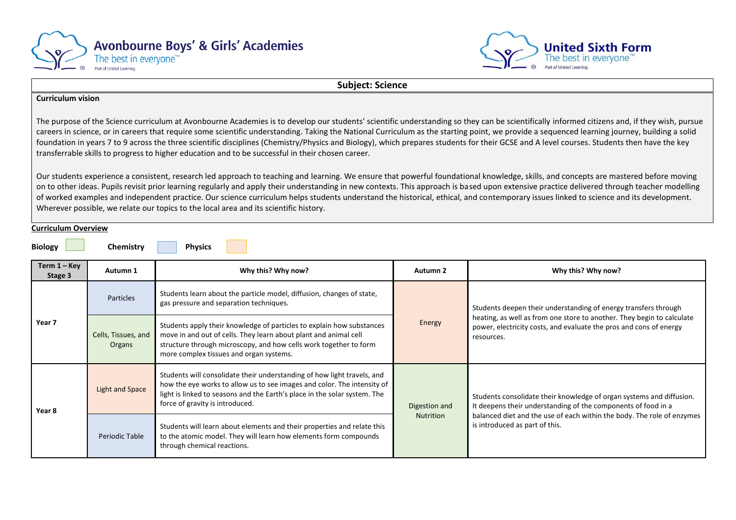Avonbourne Boys' & Girls' Academies
The best in everyone™
Part of United Learning

United Sixth Form
The best in everyone™
Part of United Learning

## Subject: Science

**Curriculum vision**

The purpose of the Science curriculum at Avonbourne Academies is to develop our students' scientific understanding so they can be scientifically informed citizens and, if they wish, pursue careers in science, or in careers that require some scientific understanding. Taking the National Curriculum as the starting point, we provide a sequenced learning journey, building a solid foundation in years 7 to 9 across the three scientific disciplines (Chemistry/Physics and Biology), which prepares students for their GCSE and A level courses. Students then have the key transferrable skills to progress to higher education and to be successful in their chosen career.

Our students experience a consistent, research led approach to teaching and learning. We ensure that powerful foundational knowledge, skills, and concepts are mastered before moving on to other ideas. Pupils revisit prior learning regularly and apply their understanding in new contexts. This approach is based upon extensive practice delivered through teacher modelling of worked examples and independent practice. Our science curriculum helps students understand the historical, ethical, and contemporary issues linked to science and its development. Wherever possible, we relate our topics to the local area and its scientific history.

**Curriculum Overview**

**Biology** **Chemistry** **Physics**

| Term 1 – Key Stage 3 | Autumn 1 | Why this? Why now? | Autumn 2 | Why this? Why now? |
|---|---|---|---|---|
| Year 7 | Particles | Students learn about the particle model, diffusion, changes of state, gas pressure and separation techniques. | Energy | Students deepen their understanding of energy transfers through heating, as well as from one store to another. They begin to calculate power, electricity costs, and evaluate the pros and cons of energy resources. |
| | Cells, Tissues, and Organs | Students apply their knowledge of particles to explain how substances move in and out of cells. They learn about plant and animal cell structure through microscopy, and how cells work together to form more complex tissues and organ systems. | | |
| Year 8 | Light and Space | Students will consolidate their understanding of how light travels, and how the eye works to allow us to see images and color. The intensity of light is linked to seasons and the Earth's place in the solar system. The force of gravity is introduced. | Digestion and Nutrition | Students consolidate their knowledge of organ systems and diffusion. It deepens their understanding of the components of food in a balanced diet and the use of each within the body. The role of enzymes is introduced as part of this. |
| | Periodic Table | Students will learn about elements and their properties and relate this to the atomic model. They will learn how elements form compounds through chemical reactions. | | |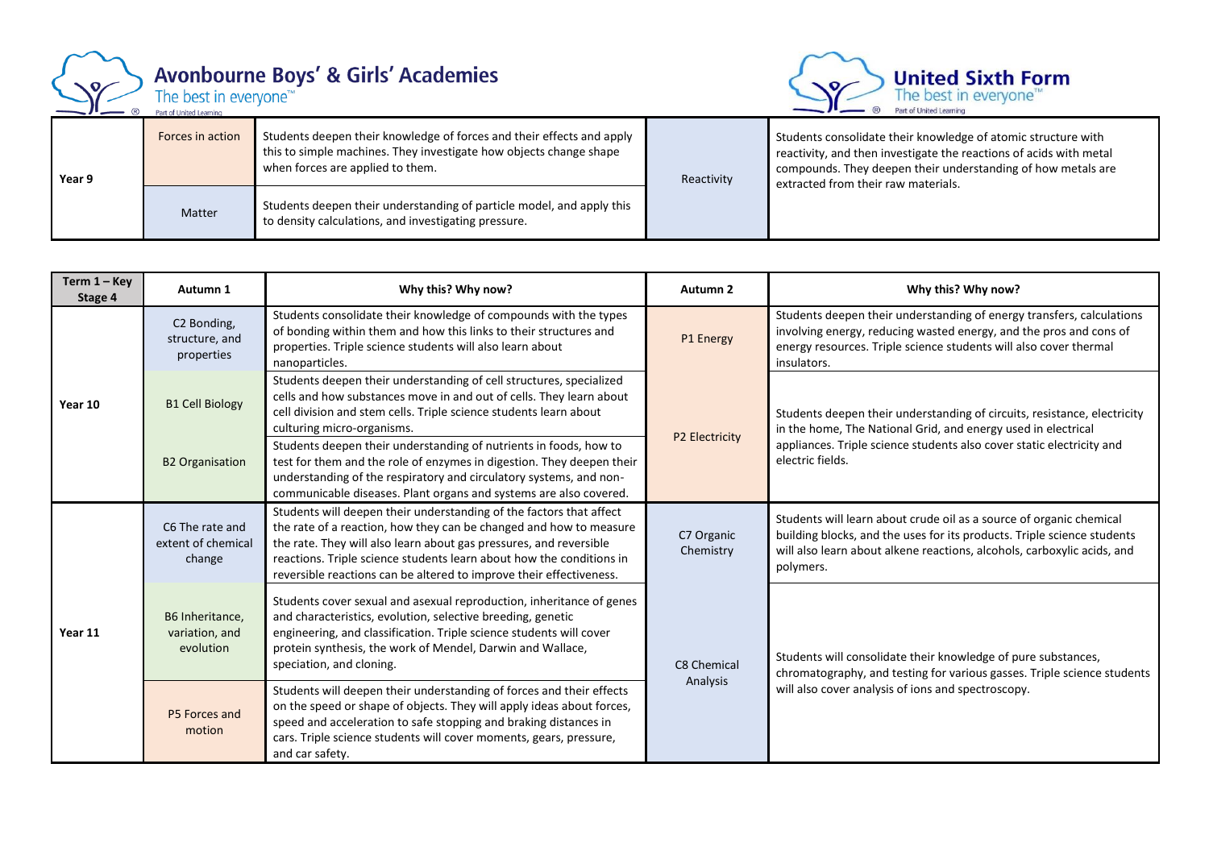| Year 9 | Forces in action | Students deepen their knowledge of forces and their effects and apply this to simple machines. They investigate how objects change shape when forces are applied to them. | Reactivity | Students consolidate their knowledge of atomic structure with reactivity, and then investigate the reactions of acids with metal compounds. They deepen their understanding of how metals are extracted from their raw materials. |
|---|---|---|---|---|
| | Matter | Students deepen their understanding of particle model, and apply this to density calculations, and investigating pressure. | | |

| Term 1 – Key Stage 4 | Autumn 1 | Why this? Why now? | Autumn 2 | Why this? Why now? |
|---|---|---|---|---|
| Year 10 | C2 Bonding, structure, and properties | Students consolidate their knowledge of compounds with the types of bonding within them and how this links to their structures and properties. Triple science students will also learn about nanoparticles. | P1 Energy | Students deepen their understanding of energy transfers, calculations involving energy, reducing wasted energy, and the pros and cons of energy resources. Triple science students will also cover thermal insulators. |
| | B1 Cell Biology | Students deepen their understanding of cell structures, specialized cells and how substances move in and out of cells. They learn about cell division and stem cells. Triple science students learn about culturing micro-organisms. | P2 Electricity | Students deepen their understanding of circuits, resistance, electricity in the home, The National Grid, and energy used in electrical appliances. Triple science students also cover static electricity and electric fields. |
| | B2 Organisation | Students deepen their understanding of nutrients in foods, how to test for them and the role of enzymes in digestion. They deepen their understanding of the respiratory and circulatory systems, and non-communicable diseases. Plant organs and systems are also covered. | | |
| Year 11 | C6 The rate and extent of chemical change | Students will deepen their understanding of the factors that affect the rate of a reaction, how they can be changed and how to measure the rate. They will also learn about gas pressures, and reversible reactions. Triple science students learn about how the conditions in reversible reactions can be altered to improve their effectiveness. | C7 Organic Chemistry | Students will learn about crude oil as a source of organic chemical building blocks, and the uses for its products. Triple science students will also learn about alkene reactions, alcohols, carboxylic acids, and polymers. |
| | B6 Inheritance, variation, and evolution | Students cover sexual and asexual reproduction, inheritance of genes and characteristics, evolution, selective breeding, genetic engineering, and classification. Triple science students will cover protein synthesis, the work of Mendel, Darwin and Wallace, speciation, and cloning. | C8 Chemical Analysis | Students will consolidate their knowledge of pure substances, chromatography, and testing for various gasses. Triple science students will also cover analysis of ions and spectroscopy. |
| | P5 Forces and motion | Students will deepen their understanding of forces and their effects on the speed or shape of objects. They will apply ideas about forces, speed and acceleration to safe stopping and braking distances in cars. Triple science students will cover moments, gears, pressure, and car safety. | | |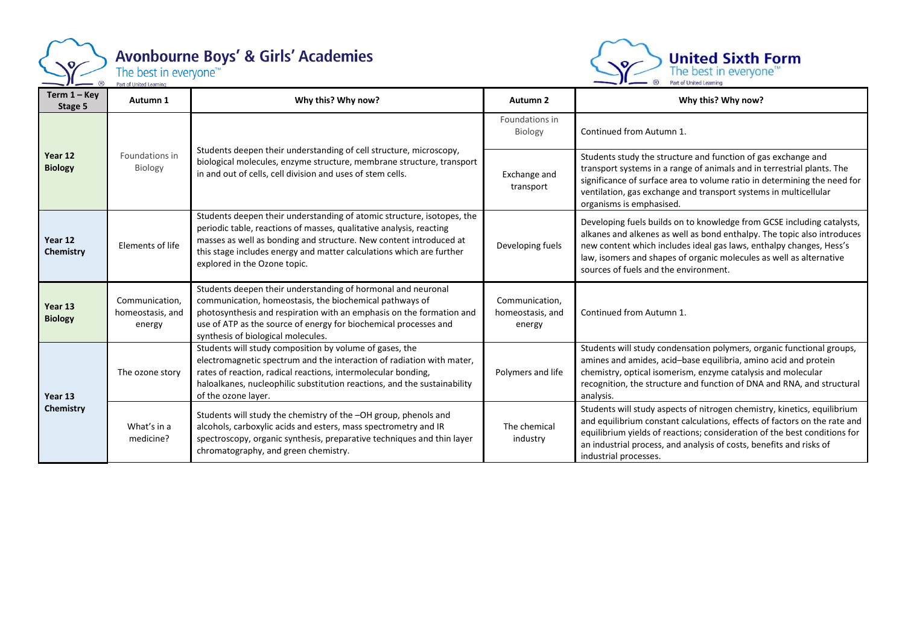# Avonbourne Boys' & Girls' Academies

The best in everyone™

Part of United Learning

# United Sixth Form

The best in everyone™

Part of United Learning

| Term 1 – Key Stage 5 | Autumn 1 | Why this? Why now? | Autumn 2 | Why this? Why now? |
|---|---|---|---|---|
| **Year 12 Biology** | Foundations in Biology | Students deepen their understanding of cell structure, microscopy, biological molecules, enzyme structure, membrane structure, transport in and out of cells, cell division and uses of stem cells. | Foundations in Biology | Continued from Autumn 1. |
| | | | Exchange and transport | Students study the structure and function of gas exchange and transport systems in a range of animals and in terrestrial plants. The significance of surface area to volume ratio in determining the need for ventilation, gas exchange and transport systems in multicellular organisms is emphasised. |
| **Year 12 Chemistry** | Elements of life | Students deepen their understanding of atomic structure, isotopes, the periodic table, reactions of masses, qualitative analysis, reacting masses as well as bonding and structure. New content introduced at this stage includes energy and matter calculations which are further explored in the Ozone topic. | Developing fuels | Developing fuels builds on to knowledge from GCSE including catalysts, alkanes and alkenes as well as bond enthalpy. The topic also introduces new content which includes ideal gas laws, enthalpy changes, Hess's law, isomers and shapes of organic molecules as well as alternative sources of fuels and the environment. |
| **Year 13 Biology** | Communication, homeostasis, and energy | Students deepen their understanding of hormonal and neuronal communication, homeostasis, the biochemical pathways of photosynthesis and respiration with an emphasis on the formation and use of ATP as the source of energy for biochemical processes and synthesis of biological molecules. | Communication, homeostasis, and energy | Continued from Autumn 1. |
| **Year 13 Chemistry** | The ozone story | Students will study composition by volume of gases, the electromagnetic spectrum and the interaction of radiation with mater, rates of reaction, radical reactions, intermolecular bonding, haloalkanes, nucleophilic substitution reactions, and the sustainability of the ozone layer. | Polymers and life | Students will study condensation polymers, organic functional groups, amines and amides, acid–base equilibria, amino acid and protein chemistry, optical isomerism, enzyme catalysis and molecular recognition, the structure and function of DNA and RNA, and structural analysis. |
| | What's in a medicine? | Students will study the chemistry of the –OH group, phenols and alcohols, carboxylic acids and esters, mass spectrometry and IR spectroscopy, organic synthesis, preparative techniques and thin layer chromatography, and green chemistry. | The chemical industry | Students will study aspects of nitrogen chemistry, kinetics, equilibrium and equilibrium constant calculations, effects of factors on the rate and equilibrium yields of reactions; consideration of the best conditions for an industrial process, and analysis of costs, benefits and risks of industrial processes. |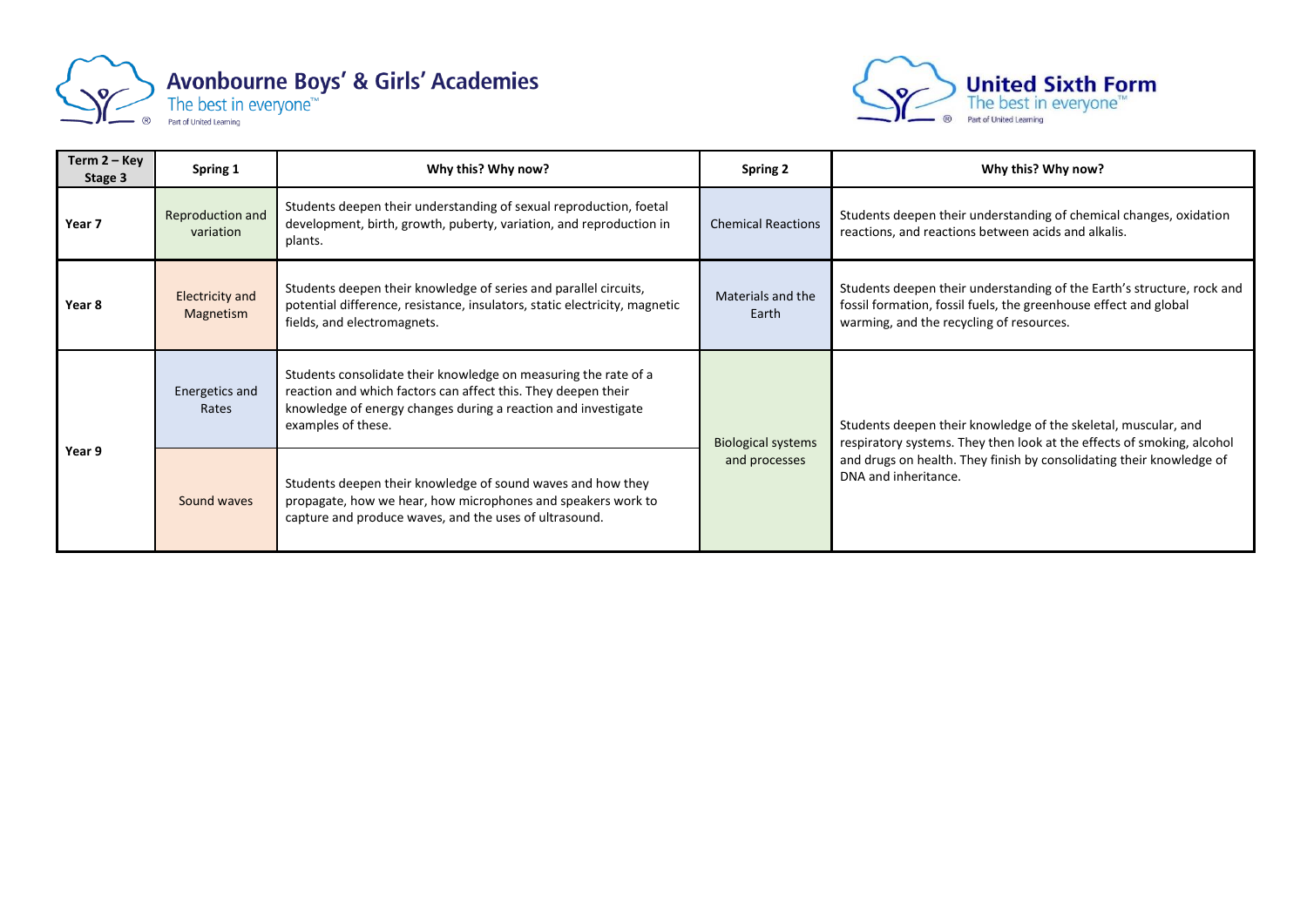Avonbourne Boys' & Girls' Academies
The best in everyone™
Part of United Learning

United Sixth Form
The best in everyone™
Part of United Learning

| Term 2 – Key Stage 3 | Spring 1 | Why this? Why now? | Spring 2 | Why this? Why now? |
| --- | --- | --- | --- | --- |
| **Year 7** | Reproduction and variation | Students deepen their understanding of sexual reproduction, foetal development, birth, growth, puberty, variation, and reproduction in plants. | Chemical Reactions | Students deepen their understanding of chemical changes, oxidation reactions, and reactions between acids and alkalis. |
| **Year 8** | Electricity and Magnetism | Students deepen their knowledge of series and parallel circuits, potential difference, resistance, insulators, static electricity, magnetic fields, and electromagnets. | Materials and the Earth | Students deepen their understanding of the Earth's structure, rock and fossil formation, fossil fuels, the greenhouse effect and global warming, and the recycling of resources. |
| **Year 9** | Energetics and Rates | Students consolidate their knowledge on measuring the rate of a reaction and which factors can affect this. They deepen their knowledge of energy changes during a reaction and investigate examples of these. | Biological systems and processes | Students deepen their knowledge of the skeletal, muscular, and respiratory systems. They then look at the effects of smoking, alcohol and drugs on health. They finish by consolidating their knowledge of DNA and inheritance. |
| | Sound waves | Students deepen their knowledge of sound waves and how they propagate, how we hear, how microphones and speakers work to capture and produce waves, and the uses of ultrasound. | | |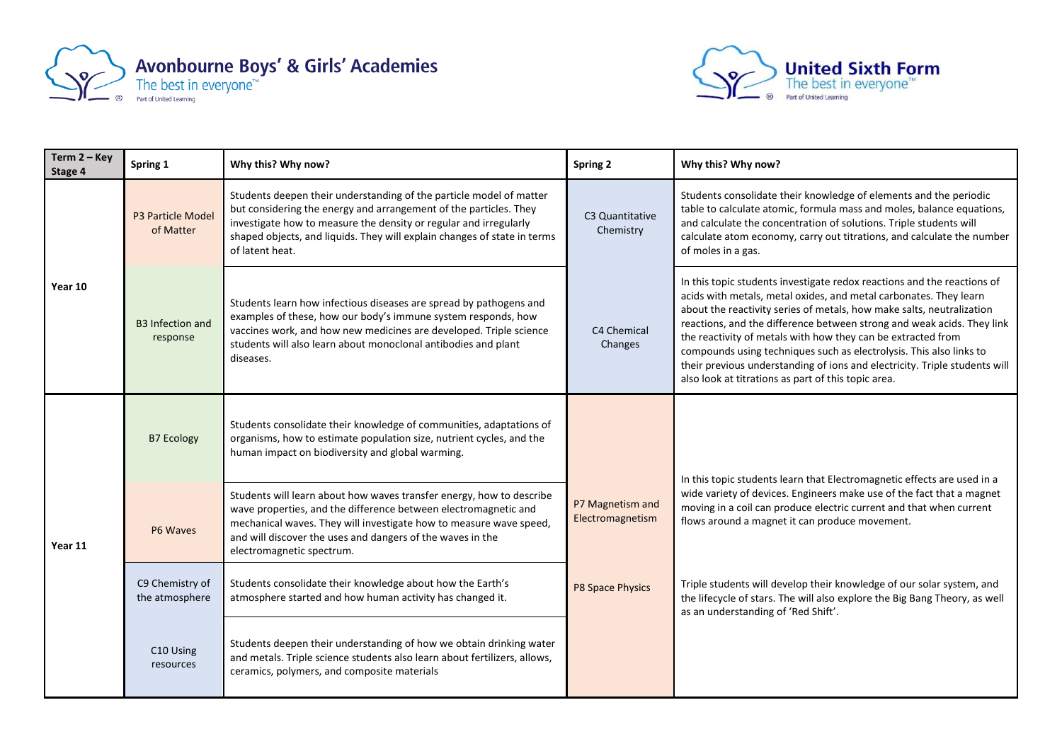| Term 2 – Key Stage 4 | Spring 1 | Why this? Why now? | Spring 2 | Why this? Why now? |
|---|---|---|---|---|
| Year 10 | P3 Particle Model of Matter | Students deepen their understanding of the particle model of matter but considering the energy and arrangement of the particles. They investigate how to measure the density or regular and irregularly shaped objects, and liquids. They will explain changes of state in terms of latent heat. | C3 Quantitative Chemistry | Students consolidate their knowledge of elements and the periodic table to calculate atomic, formula mass and moles, balance equations, and calculate the concentration of solutions. Triple students will calculate atom economy, carry out titrations, and calculate the number of moles in a gas. |
| | B3 Infection and response | Students learn how infectious diseases are spread by pathogens and examples of these, how our body's immune system responds, how vaccines work, and how new medicines are developed. Triple science students will also learn about monoclonal antibodies and plant diseases. | C4 Chemical Changes | In this topic students investigate redox reactions and the reactions of acids with metals, metal oxides, and metal carbonates. They learn about the reactivity series of metals, how make salts, neutralization reactions, and the difference between strong and weak acids. They link the reactivity of metals with how they can be extracted from compounds using techniques such as electrolysis. This also links to their previous understanding of ions and electricity. Triple students will also look at titrations as part of this topic area. |
| Year 11 | B7 Ecology | Students consolidate their knowledge of communities, adaptations of organisms, how to estimate population size, nutrient cycles, and the human impact on biodiversity and global warming. | P7 Magnetism and Electromagnetism | In this topic students learn that Electromagnetic effects are used in a wide variety of devices. Engineers make use of the fact that a magnet moving in a coil can produce electric current and that when current flows around a magnet it can produce movement. |
| | P6 Waves | Students will learn about how waves transfer energy, how to describe wave properties, and the difference between electromagnetic and mechanical waves. They will investigate how to measure wave speed, and will discover the uses and dangers of the waves in the electromagnetic spectrum. | | |
| | C9 Chemistry of the atmosphere | Students consolidate their knowledge about how the Earth's atmosphere started and how human activity has changed it. | P8 Space Physics | Triple students will develop their knowledge of our solar system, and the lifecycle of stars. The will also explore the Big Bang Theory, as well as an understanding of 'Red Shift'. |
| | C10 Using resources | Students deepen their understanding of how we obtain drinking water and metals. Triple science students also learn about fertilizers, allows, ceramics, polymers, and composite materials | | |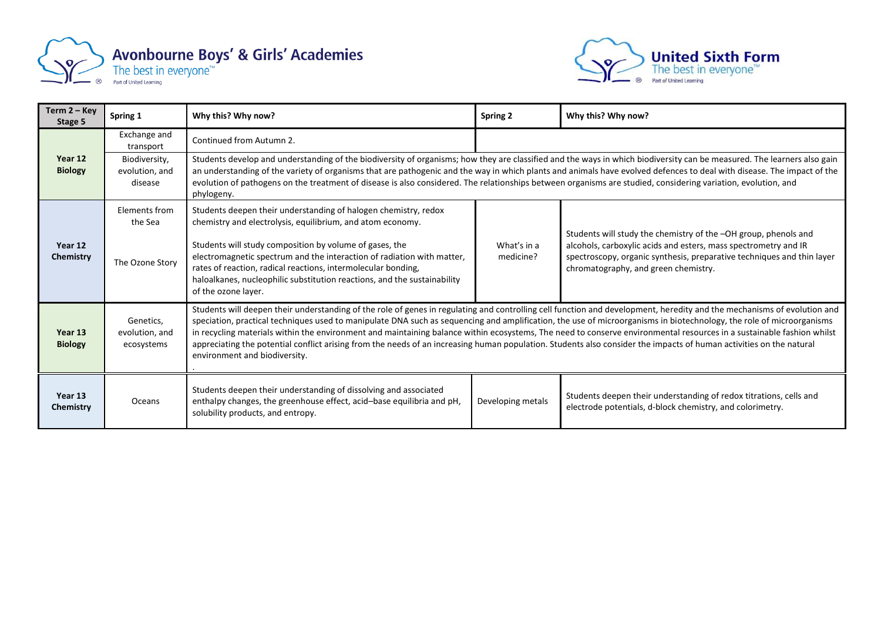| Term 2 – Key Stage 5 | Spring 1 | Why this? Why now? | Spring 2 | Why this? Why now? |
|---|---|---|---|---|
| Year 12 Biology | Exchange and transport | Continued from Autumn 2. | | |
| | Biodiversity, evolution, and disease | Students develop and understanding of the biodiversity of organisms; how they are classified and the ways in which biodiversity can be measured. The learners also gain an understanding of the variety of organisms that are pathogenic and the way in which plants and animals have evolved defences to deal with disease. The impact of the evolution of pathogens on the treatment of disease is also considered. The relationships between organisms are studied, considering variation, evolution, and phylogeny. | | |
| Year 12 Chemistry | Elements from the Sea | Students deepen their understanding of halogen chemistry, redox chemistry and electrolysis, equilibrium, and atom economy. | What's in a medicine? | Students will study the chemistry of the –OH group, phenols and alcohols, carboxylic acids and esters, mass spectrometry and IR spectroscopy, organic synthesis, preparative techniques and thin layer chromatography, and green chemistry. |
| | The Ozone Story | Students will study composition by volume of gases, the electromagnetic spectrum and the interaction of radiation with matter, rates of reaction, radical reactions, intermolecular bonding, haloalkanes, nucleophilic substitution reactions, and the sustainability of the ozone layer. | | |
| Year 13 Biology | Genetics, evolution, and ecosystems | Students will deepen their understanding of the role of genes in regulating and controlling cell function and development, heredity and the mechanisms of evolution and speciation, practical techniques used to manipulate DNA such as sequencing and amplification, the use of microorganisms in biotechnology, the role of microorganisms in recycling materials within the environment and maintaining balance within ecosystems, The need to conserve environmental resources in a sustainable fashion whilst appreciating the potential conflict arising from the needs of an increasing human population. Students also consider the impacts of human activities on the natural environment and biodiversity. | | |
| Year 13 Chemistry | Oceans | Students deepen their understanding of dissolving and associated enthalpy changes, the greenhouse effect, acid–base equilibria and pH, solubility products, and entropy. | Developing metals | Students deepen their understanding of redox titrations, cells and electrode potentials, d-block chemistry, and colorimetry. |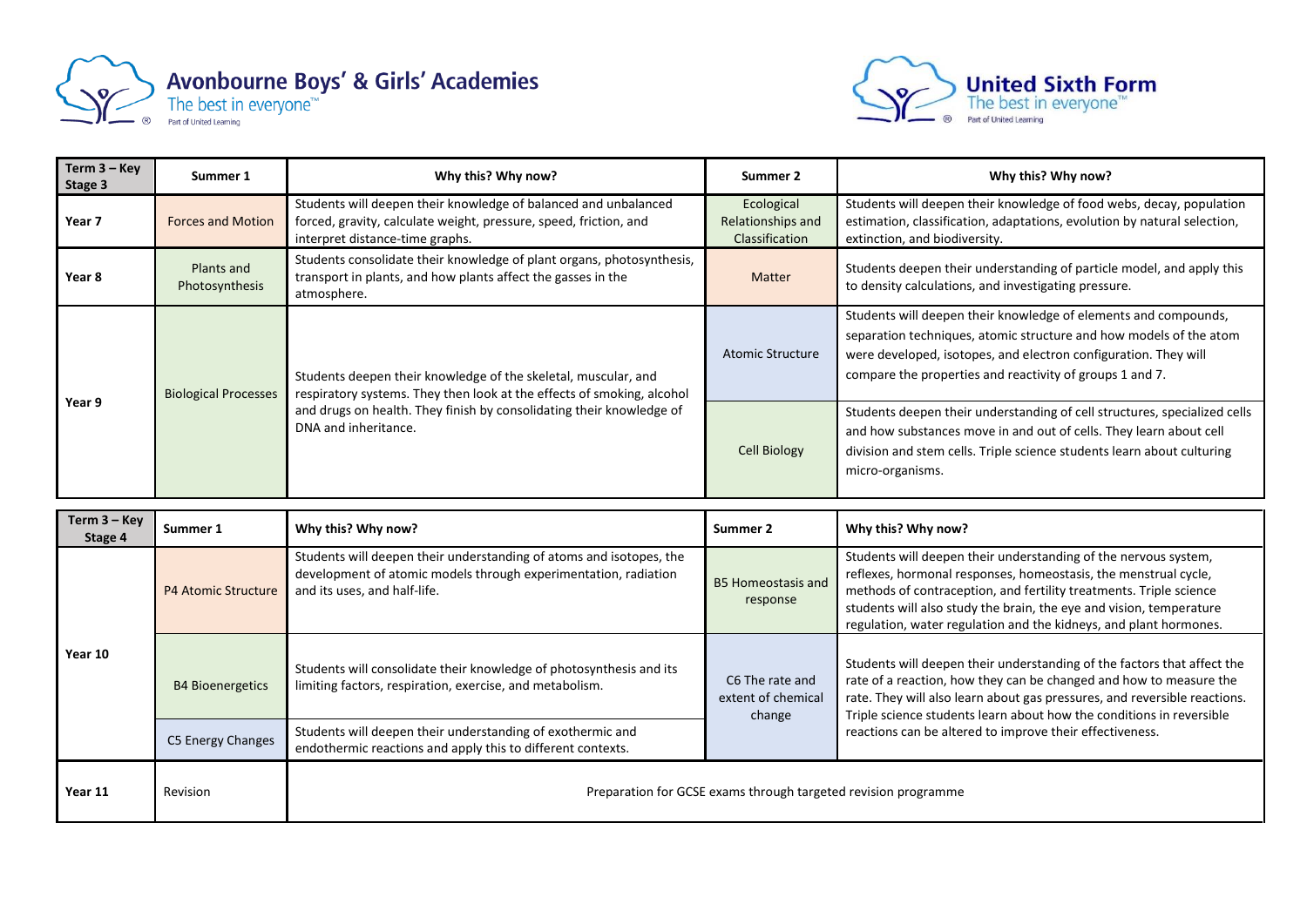Avonbourne Boys' & Girls' Academies
The best in everyone™
Part of United Learning

United Sixth Form
The best in everyone™
Part of United Learning

| Term 3 – Key Stage 3 | Summer 1 | Why this? Why now? | Summer 2 | Why this? Why now? |
|---|---|---|---|---|
| Year 7 | Forces and Motion | Students will deepen their knowledge of balanced and unbalanced forced, gravity, calculate weight, pressure, speed, friction, and interpret distance-time graphs. | Ecological Relationships and Classification | Students will deepen their knowledge of food webs, decay, population estimation, classification, adaptations, evolution by natural selection, extinction, and biodiversity. |
| Year 8 | Plants and Photosynthesis | Students consolidate their knowledge of plant organs, photosynthesis, transport in plants, and how plants affect the gasses in the atmosphere. | Matter | Students deepen their understanding of particle model, and apply this to density calculations, and investigating pressure. |
| Year 9 | Biological Processes | Students deepen their knowledge of the skeletal, muscular, and respiratory systems. They then look at the effects of smoking, alcohol and drugs on health. They finish by consolidating their knowledge of DNA and inheritance. | Atomic Structure | Students will deepen their knowledge of elements and compounds, separation techniques, atomic structure and how models of the atom were developed, isotopes, and electron configuration. They will compare the properties and reactivity of groups 1 and 7. |
| | | | Cell Biology | Students deepen their understanding of cell structures, specialized cells and how substances move in and out of cells. They learn about cell division and stem cells. Triple science students learn about culturing micro-organisms. |

| Term 3 – Key Stage 4 | Summer 1 | Why this? Why now? | Summer 2 | Why this? Why now? |
|---|---|---|---|---|
| Year 10 | P4 Atomic Structure | Students will deepen their understanding of atoms and isotopes, the development of atomic models through experimentation, radiation and its uses, and half-life. | B5 Homeostasis and response | Students will deepen their understanding of the nervous system, reflexes, hormonal responses, homeostasis, the menstrual cycle, methods of contraception, and fertility treatments. Triple science students will also study the brain, the eye and vision, temperature regulation, water regulation and the kidneys, and plant hormones. |
| | B4 Bioenergetics | Students will consolidate their knowledge of photosynthesis and its limiting factors, respiration, exercise, and metabolism. | C6 The rate and extent of chemical change | Students will deepen their understanding of the factors that affect the rate of a reaction, how they can be changed and how to measure the rate. They will also learn about gas pressures, and reversible reactions. Triple science students learn about how the conditions in reversible reactions can be altered to improve their effectiveness. |
| | C5 Energy Changes | Students will deepen their understanding of exothermic and endothermic reactions and apply this to different contexts. | | |
| Year 11 | Revision | Preparation for GCSE exams through targeted revision programme | | |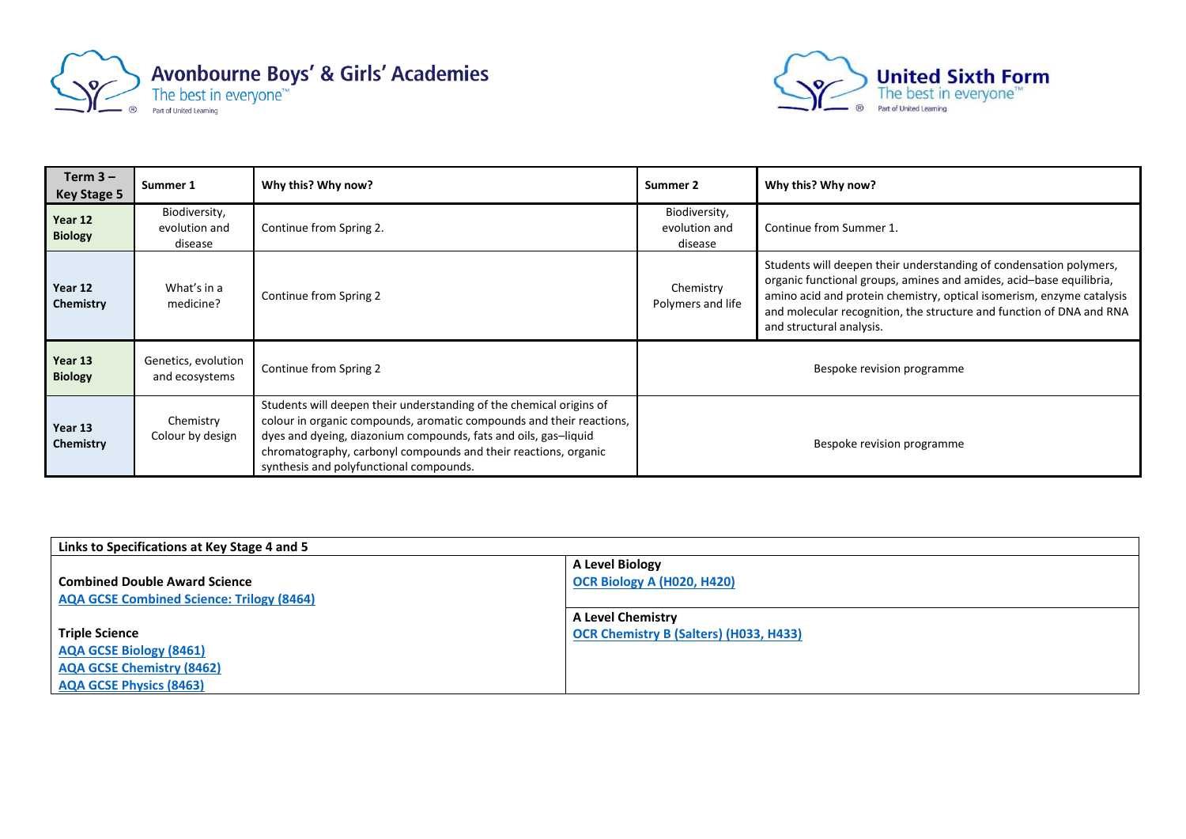| Term 3 – Key Stage 5 | Summer 1 | Why this? Why now? | Summer 2 | Why this? Why now? |
|---|---|---|---|---|
| **Year 12 Biology** | Biodiversity, evolution and disease | Continue from Spring 2. | Biodiversity, evolution and disease | Continue from Summer 1. |
| **Year 12 Chemistry** | What's in a medicine? | Continue from Spring 2 | Chemistry Polymers and life | Students will deepen their understanding of condensation polymers, organic functional groups, amines and amides, acid–base equilibria, amino acid and protein chemistry, optical isomerism, enzyme catalysis and molecular recognition, the structure and function of DNA and RNA and structural analysis. |
| **Year 13 Biology** | Genetics, evolution and ecosystems | Continue from Spring 2 | Bespoke revision programme | |
| **Year 13 Chemistry** | Chemistry Colour by design | Students will deepen their understanding of the chemical origins of colour in organic compounds, aromatic compounds and their reactions, dyes and dyeing, diazonium compounds, fats and oils, gas–liquid chromatography, carbonyl compounds and their reactions, organic synthesis and polyfunctional compounds. | Bespoke revision programme | |

| Links to Specifications at Key Stage 4 and 5 | |
|---|---|
| **Combined Double Award Science**<br>AQA GCSE Combined Science: Trilogy (8464)<br><br>**Triple Science**<br>AQA GCSE Biology (8461)<br>AQA GCSE Chemistry (8462)<br>AQA GCSE Physics (8463) | **A Level Biology**<br>OCR Biology A (H020, H420)<br><br>**A Level Chemistry**<br>OCR Chemistry B (Salters) (H033, H433) |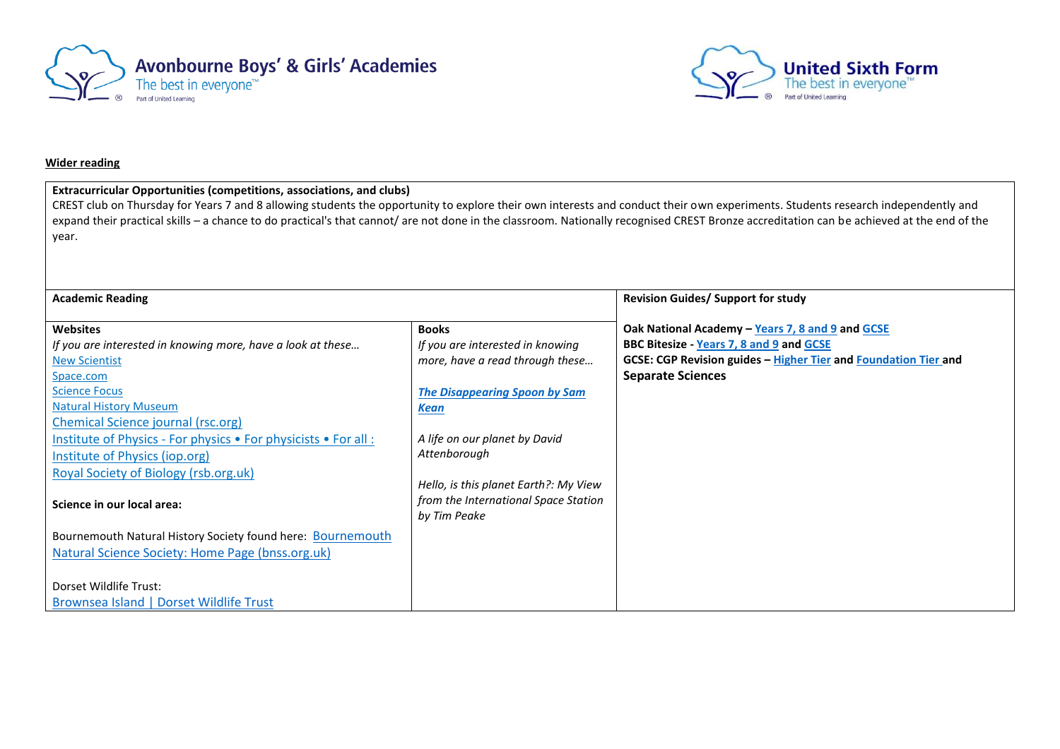**Wider reading**

**Extracurricular Opportunities (competitions, associations, and clubs)**

CREST club on Thursday for Years 7 and 8 allowing students the opportunity to explore their own interests and conduct their own experiments. Students research independently and expand their practical skills – a chance to do practical's that cannot/ are not done in the classroom. Nationally recognised CREST Bronze accreditation can be achieved at the end of the year.

| Academic Reading | | Revision Guides/ Support for study |
|---|---|---|
| **Websites**<br>*If you are interested in knowing more, have a look at these…*<br>New Scientist<br>Space.com<br>Science Focus<br>Natural History Museum<br>Chemical Science journal (rsc.org)<br>Institute of Physics - For physics • For physicists • For all : Institute of Physics (iop.org)<br>Royal Society of Biology (rsb.org.uk)<br><br>**Science in our local area:**<br><br>Bournemouth Natural History Society found here: Bournemouth Natural Science Society: Home Page (bnss.org.uk)<br><br>Dorset Wildlife Trust:<br>Brownsea Island \| Dorset Wildlife Trust | **Books**<br>*If you are interested in knowing more, have a read through these…*<br><br>***The Disappearing Spoon by Sam Kean***<br><br>*A life on our planet by David Attenborough*<br><br>*Hello, is this planet Earth?: My View from the International Space Station by Tim Peake* | **Oak National Academy – Years 7, 8 and 9 and GCSE**<br>**BBC Bitesize - Years 7, 8 and 9 and GCSE**<br>**GCSE: CGP Revision guides – Higher Tier and Foundation Tier and Separate Sciences** |